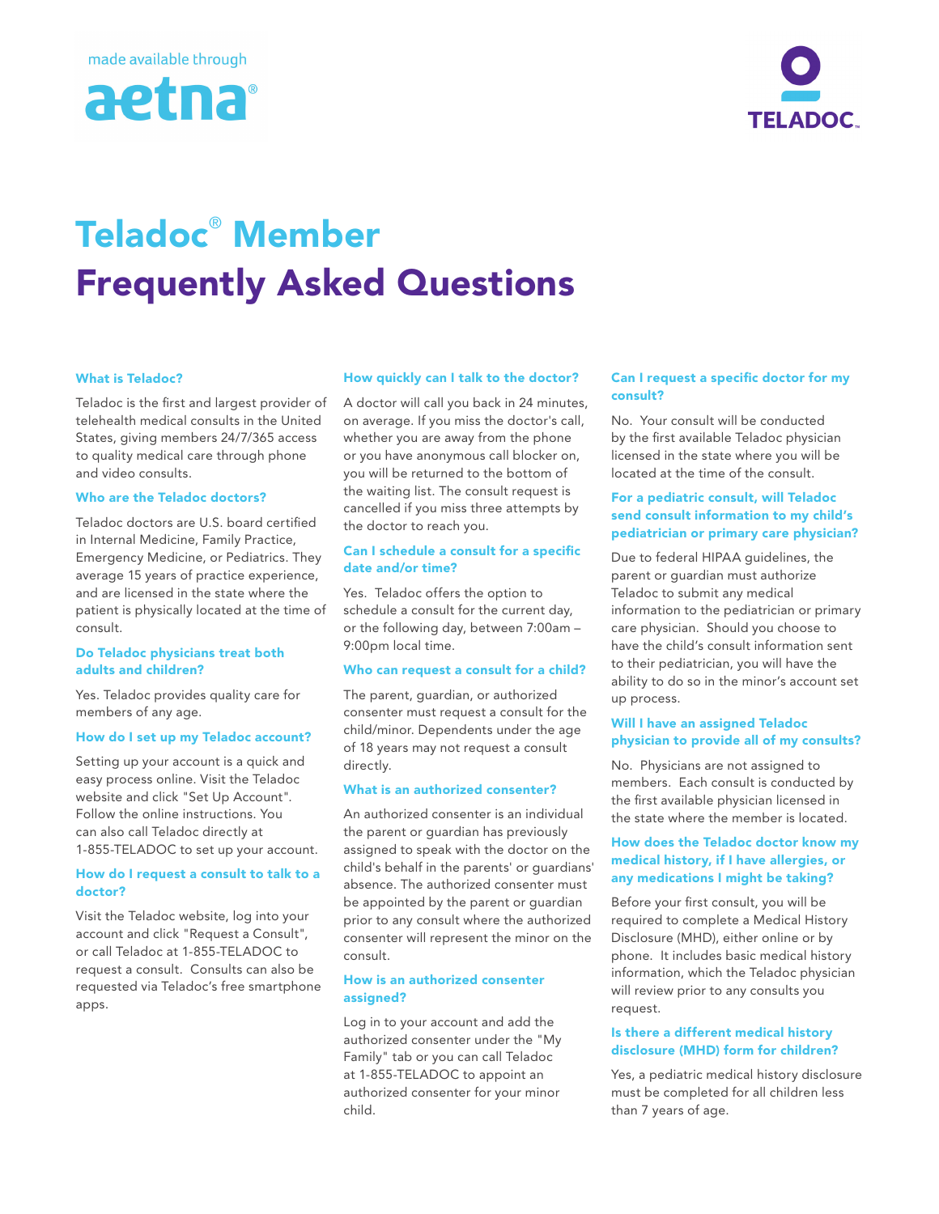made available through aetna®

TELADOC™

# Teladoc® Member Frequently Asked Questions

### What is Teladoc?

Teladoc is the first and largest provider of telehealth medical consults in the United States, giving members 24/7/365 access to quality medical care through phone and video consults.

### Who are the Teladoc doctors?

Teladoc doctors are U.S. board certified in Internal Medicine, Family Practice, Emergency Medicine, or Pediatrics. They average 15 years of practice experience, and are licensed in the state where the patient is physically located at the time of consult.

### Do Teladoc physicians treat both adults and children?

Yes. Teladoc provides quality care for members of any age.

### How do I set up my Teladoc account?

Setting up your account is a quick and easy process online. Visit the Teladoc website and click "Set Up Account". Follow the online instructions. You can also call Teladoc directly at 1-855-TELADOC to set up your account.

### How do I request a consult to talk to a doctor?

Visit the Teladoc website, log into your account and click "Request a Consult", or call Teladoc at 1-855-TELADOC to request a consult. Consults can also be requested via Teladoc's free smartphone apps.

### How quickly can I talk to the doctor?

A doctor will call you back in 24 minutes, on average. If you miss the doctor's call, whether you are away from the phone or you have anonymous call blocker on, you will be returned to the bottom of the waiting list. The consult request is cancelled if you miss three attempts by the doctor to reach you.

### Can I schedule a consult for a specific date and/or time?

Yes. Teladoc offers the option to schedule a consult for the current day, or the following day, between 7:00am – 9:00pm local time.

### Who can request a consult for a child?

The parent, guardian, or authorized consenter must request a consult for the child/minor. Dependents under the age of 18 years may not request a consult directly.

### What is an authorized consenter?

An authorized consenter is an individual the parent or guardian has previously assigned to speak with the doctor on the child's behalf in the parents' or guardians' absence. The authorized consenter must be appointed by the parent or guardian prior to any consult where the authorized consenter will represent the minor on the consult.

### How is an authorized consenter assigned?

Log in to your account and add the authorized consenter under the "My Family" tab or you can call Teladoc at 1-855-TELADOC to appoint an authorized consenter for your minor child.

### Can I request a specific doctor for my consult?

No. Your consult will be conducted by the first available Teladoc physician licensed in the state where you will be located at the time of the consult.

### For a pediatric consult, will Teladoc send consult information to my child's pediatrician or primary care physician?

Due to federal HIPAA guidelines, the parent or guardian must authorize Teladoc to submit any medical information to the pediatrician or primary care physician. Should you choose to have the child's consult information sent to their pediatrician, you will have the ability to do so in the minor's account set up process.

### Will I have an assigned Teladoc physician to provide all of my consults?

No. Physicians are not assigned to members. Each consult is conducted by the first available physician licensed in the state where the member is located.

### How does the Teladoc doctor know my medical history, if I have allergies, or any medications I might be taking?

Before your first consult, you will be required to complete a Medical History Disclosure (MHD), either online or by phone. It includes basic medical history information, which the Teladoc physician will review prior to any consults you request.

### Is there a different medical history disclosure (MHD) form for children?

Yes, a pediatric medical history disclosure must be completed for all children less than 7 years of age.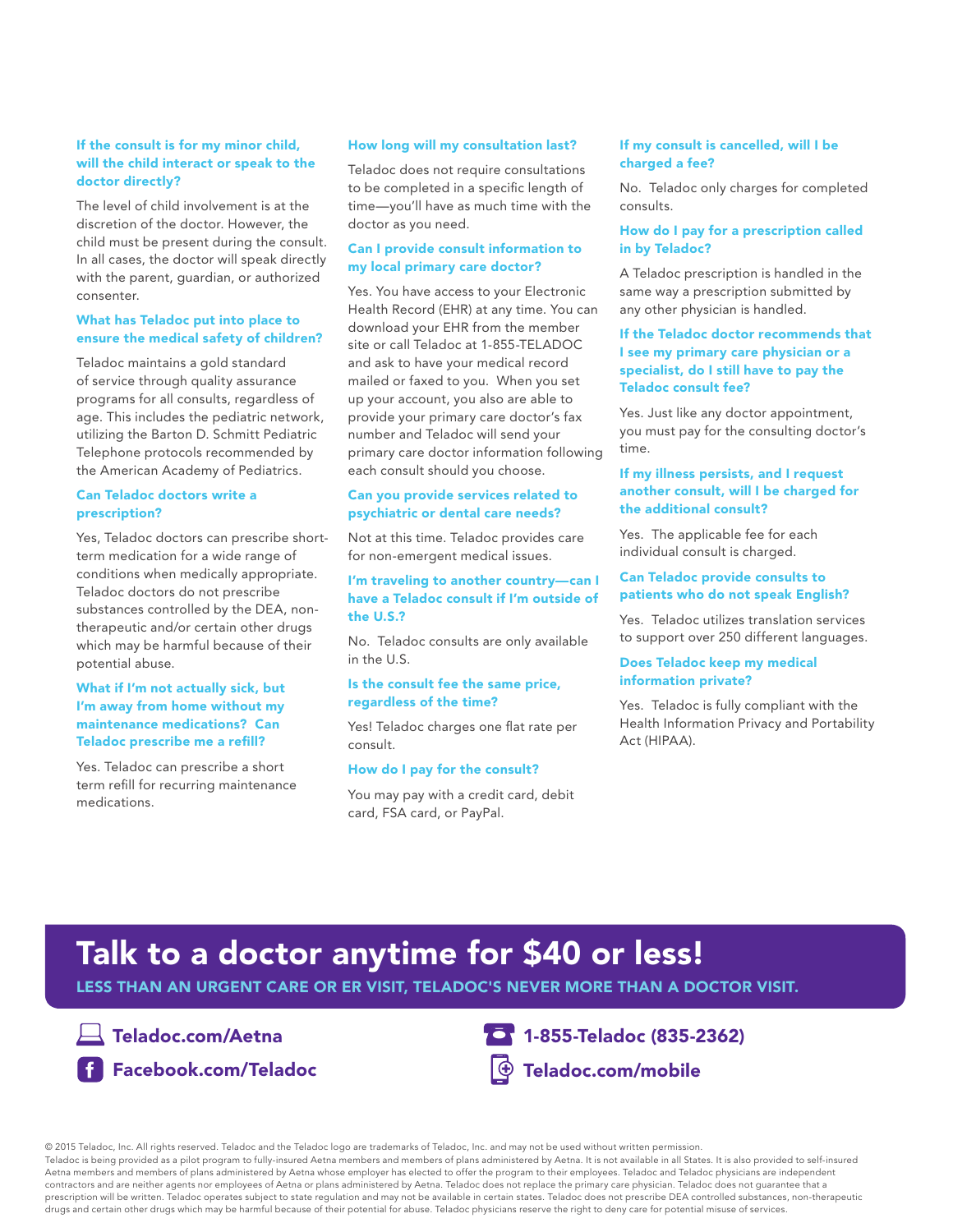### If the consult is for my minor child, will the child interact or speak to the doctor directly?

The level of child involvement is at the discretion of the doctor. However, the child must be present during the consult. In all cases, the doctor will speak directly with the parent, guardian, or authorized consenter.

### What has Teladoc put into place to ensure the medical safety of children?

Teladoc maintains a gold standard of service through quality assurance programs for all consults, regardless of age. This includes the pediatric network, utilizing the Barton D. Schmitt Pediatric Telephone protocols recommended by the American Academy of Pediatrics.

### Can Teladoc doctors write a prescription?

Yes, Teladoc doctors can prescribe short-term medication for a wide range of conditions when medically appropriate. Teladoc doctors do not prescribe substances controlled by the DEA, non-therapeutic and/or certain other drugs which may be harmful because of their potential abuse.

### What if I'm not actually sick, but I'm away from home without my maintenance medications? Can Teladoc prescribe me a refill?

Yes. Teladoc can prescribe a short term refill for recurring maintenance medications.

### How long will my consultation last?

Teladoc does not require consultations to be completed in a specific length of time—you'll have as much time with the doctor as you need.

### Can I provide consult information to my local primary care doctor?

Yes. You have access to your Electronic Health Record (EHR) at any time. You can download your EHR from the member site or call Teladoc at 1-855-TELADOC and ask to have your medical record mailed or faxed to you. When you set up your account, you also are able to provide your primary care doctor's fax number and Teladoc will send your primary care doctor information following each consult should you choose.

### Can you provide services related to psychiatric or dental care needs?

Not at this time. Teladoc provides care for non-emergent medical issues.

### I'm traveling to another country—can I have a Teladoc consult if I'm outside of the U.S.?

No. Teladoc consults are only available in the U.S.

### Is the consult fee the same price, regardless of the time?

Yes! Teladoc charges one flat rate per consult.

### How do I pay for the consult?

You may pay with a credit card, debit card, FSA card, or PayPal.

### If my consult is cancelled, will I be charged a fee?

No. Teladoc only charges for completed consults.

### How do I pay for a prescription called in by Teladoc?

A Teladoc prescription is handled in the same way a prescription submitted by any other physician is handled.

### If the Teladoc doctor recommends that I see my primary care physician or a specialist, do I still have to pay the Teladoc consult fee?

Yes. Just like any doctor appointment, you must pay for the consulting doctor's time.

### If my illness persists, and I request another consult, will I be charged for the additional consult?

Yes. The applicable fee for each individual consult is charged.

### Can Teladoc provide consults to patients who do not speak English?

Yes. Teladoc utilizes translation services to support over 250 different languages.

### Does Teladoc keep my medical information private?

Yes. Teladoc is fully compliant with the Health Information Privacy and Portability Act (HIPAA).

## Talk to a doctor anytime for $40 or less!

**LESS THAN AN URGENT CARE OR ER VISIT, TELADOC'S NEVER MORE THAN A DOCTOR VISIT.**

**Teladoc.com/Aetna**

**Facebook.com/Teladoc**

**1-855-Teladoc (835-2362)**

**Teladoc.com/mobile**

© 2015 Teladoc, Inc. All rights reserved. Teladoc and the Teladoc logo are trademarks of Teladoc, Inc. and may not be used without written permission.
Teladoc is being provided as a pilot program to fully-insured Aetna members and members of plans administered by Aetna. It is not available in all States. It is also provided to self-insured Aetna members and members of plans administered by Aetna whose employer has elected to offer the program to their employees. Teladoc and Teladoc physicians are independent contractors and are neither agents nor employees of Aetna or plans administered by Aetna. Teladoc does not replace the primary care physician. Teladoc does not guarantee that a prescription will be written. Teladoc operates subject to state regulation and may not be available in certain states. Teladoc does not prescribe DEA controlled substances, non-therapeutic drugs and certain other drugs which may be harmful because of their potential for abuse. Teladoc physicians reserve the right to deny care for potential misuse of services.